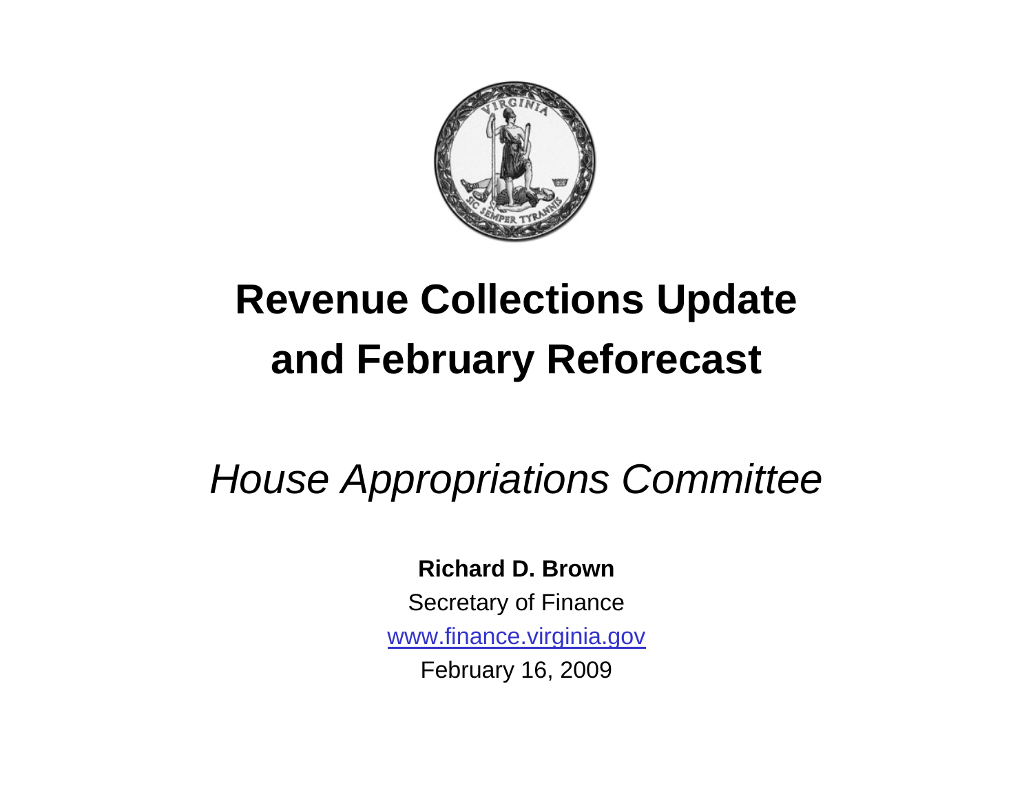# Revenue Collections Update and February Reforecast

*House Appropriations Committee*

**Richard D. Brown**

Secretary of Finance

www.finance.virginia.gov

February 16, 2009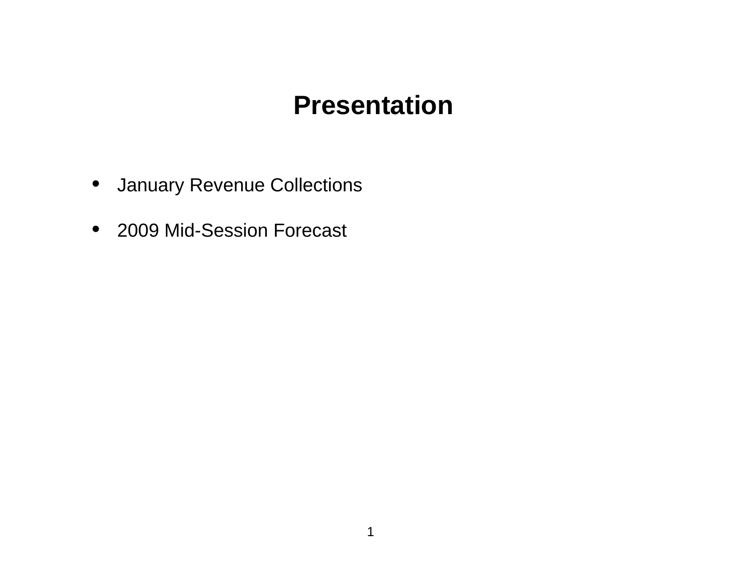# Presentation

- January Revenue Collections
- 2009 Mid-Session Forecast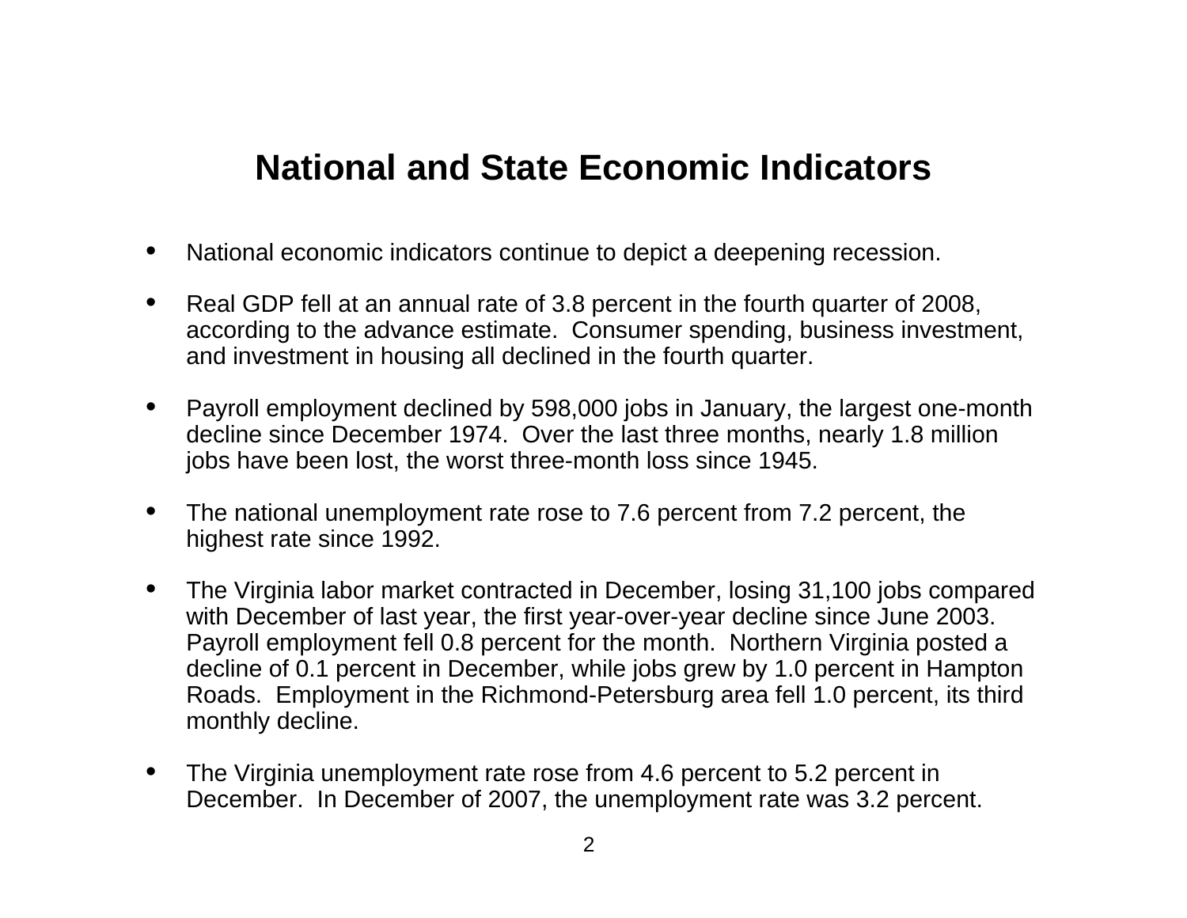# National and State Economic Indicators

- National economic indicators continue to depict a deepening recession.
- Real GDP fell at an annual rate of 3.8 percent in the fourth quarter of 2008, according to the advance estimate. Consumer spending, business investment, and investment in housing all declined in the fourth quarter.
- Payroll employment declined by 598,000 jobs in January, the largest one-month decline since December 1974. Over the last three months, nearly 1.8 million jobs have been lost, the worst three-month loss since 1945.
- The national unemployment rate rose to 7.6 percent from 7.2 percent, the highest rate since 1992.
- The Virginia labor market contracted in December, losing 31,100 jobs compared with December of last year, the first year-over-year decline since June 2003. Payroll employment fell 0.8 percent for the month. Northern Virginia posted a decline of 0.1 percent in December, while jobs grew by 1.0 percent in Hampton Roads. Employment in the Richmond-Petersburg area fell 1.0 percent, its third monthly decline.
- The Virginia unemployment rate rose from 4.6 percent to 5.2 percent in December. In December of 2007, the unemployment rate was 3.2 percent.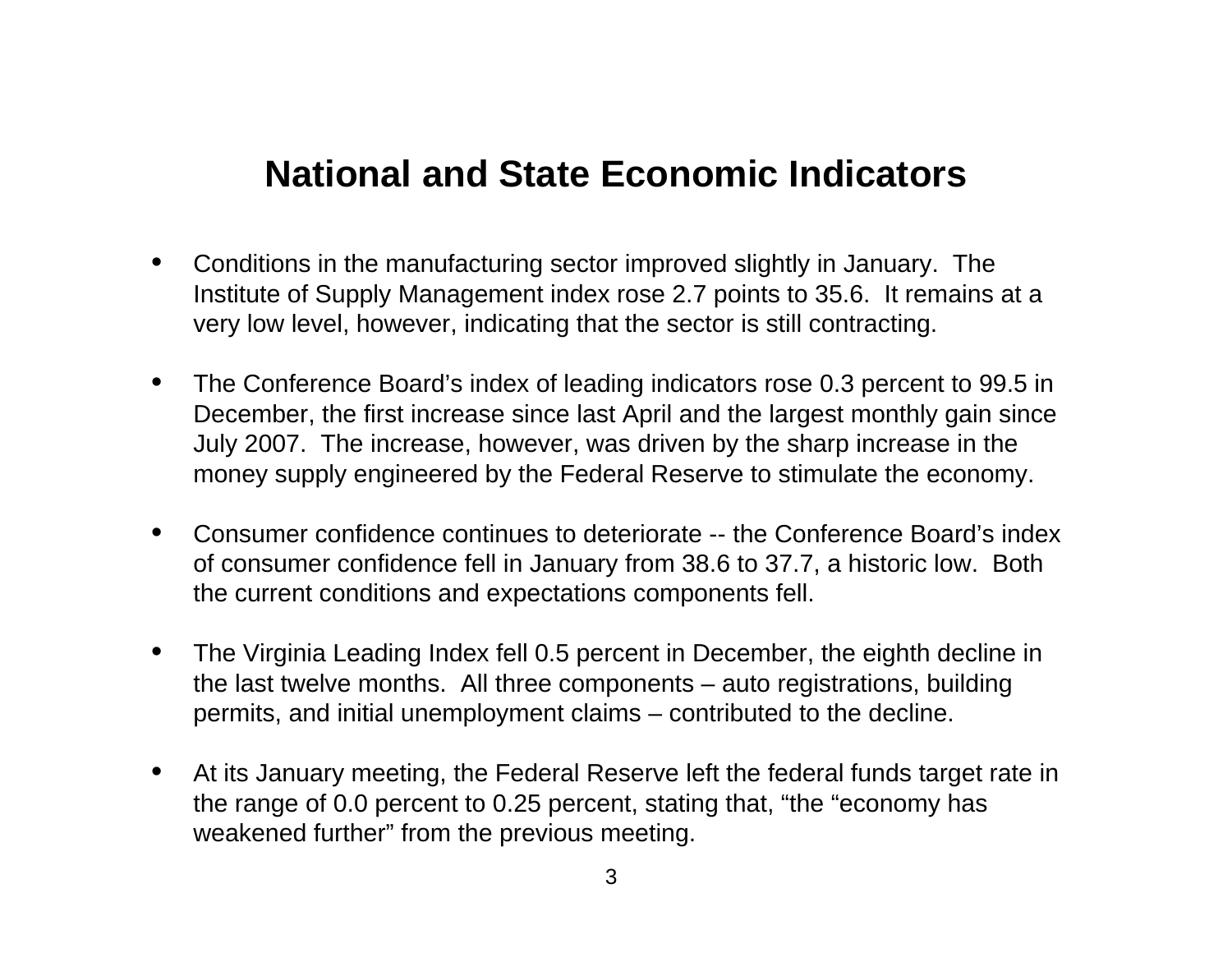# National and State Economic Indicators

- Conditions in the manufacturing sector improved slightly in January. The Institute of Supply Management index rose 2.7 points to 35.6. It remains at a very low level, however, indicating that the sector is still contracting.

- The Conference Board’s index of leading indicators rose 0.3 percent to 99.5 in December, the first increase since last April and the largest monthly gain since July 2007. The increase, however, was driven by the sharp increase in the money supply engineered by the Federal Reserve to stimulate the economy.

- Consumer confidence continues to deteriorate -- the Conference Board’s index of consumer confidence fell in January from 38.6 to 37.7, a historic low. Both the current conditions and expectations components fell.

- The Virginia Leading Index fell 0.5 percent in December, the eighth decline in the last twelve months. All three components – auto registrations, building permits, and initial unemployment claims – contributed to the decline.

- At its January meeting, the Federal Reserve left the federal funds target rate in the range of 0.0 percent to 0.25 percent, stating that, “the “economy has weakened further” from the previous meeting.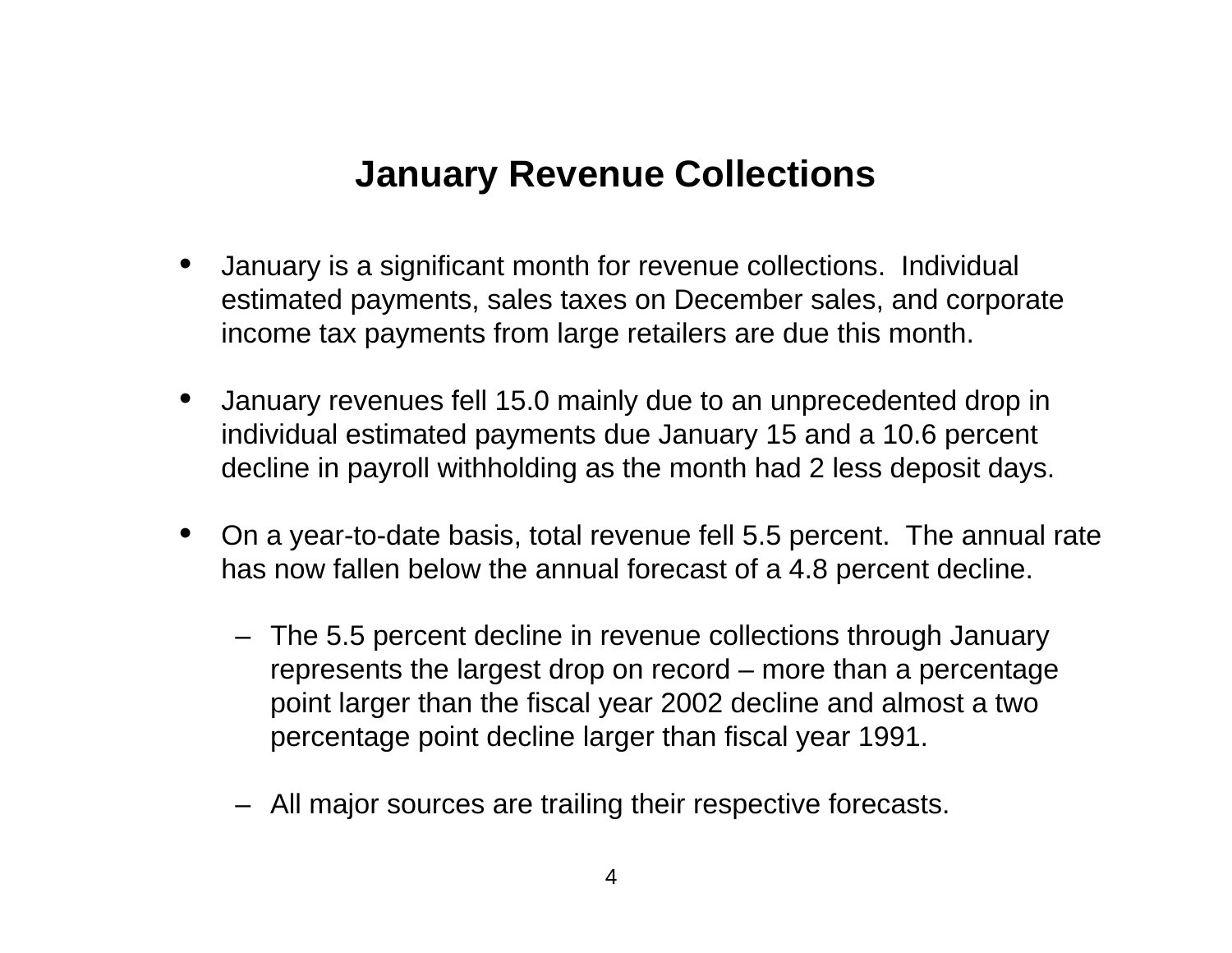# January Revenue Collections

- January is a significant month for revenue collections. Individual estimated payments, sales taxes on December sales, and corporate income tax payments from large retailers are due this month.

- January revenues fell 15.0 mainly due to an unprecedented drop in individual estimated payments due January 15 and a 10.6 percent decline in payroll withholding as the month had 2 less deposit days.

- On a year-to-date basis, total revenue fell 5.5 percent. The annual rate has now fallen below the annual forecast of a 4.8 percent decline.

  – The 5.5 percent decline in revenue collections through January represents the largest drop on record – more than a percentage point larger than the fiscal year 2002 decline and almost a two percentage point decline larger than fiscal year 1991.

  – All major sources are trailing their respective forecasts.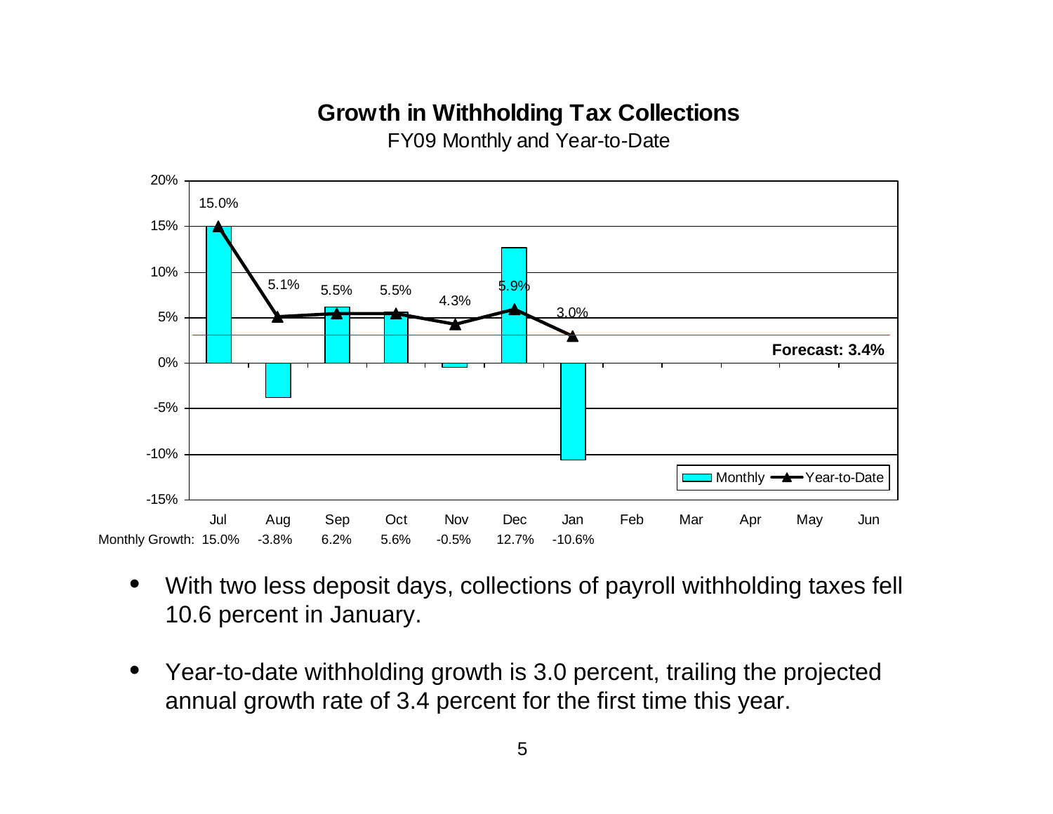## Growth in Withholding Tax Collections

FY09 Monthly and Year-to-Date

20%
15%
10%
5%
0%
-5%
-10%
-15%

15.0%
5.1%
5.5%
5.5%
4.3%
5.9%
3.0%

Forecast: 3.4%

Monthly
Year-to-Date

Jul Aug Sep Oct Nov Dec Jan Feb Mar Apr May Jun

Monthly Growth: 15.0% -3.8% 6.2% 5.6% -0.5% 12.7% -10.6%

- With two less deposit days, collections of payroll withholding taxes fell 10.6 percent in January.
- Year-to-date withholding growth is 3.0 percent, trailing the projected annual growth rate of 3.4 percent for the first time this year.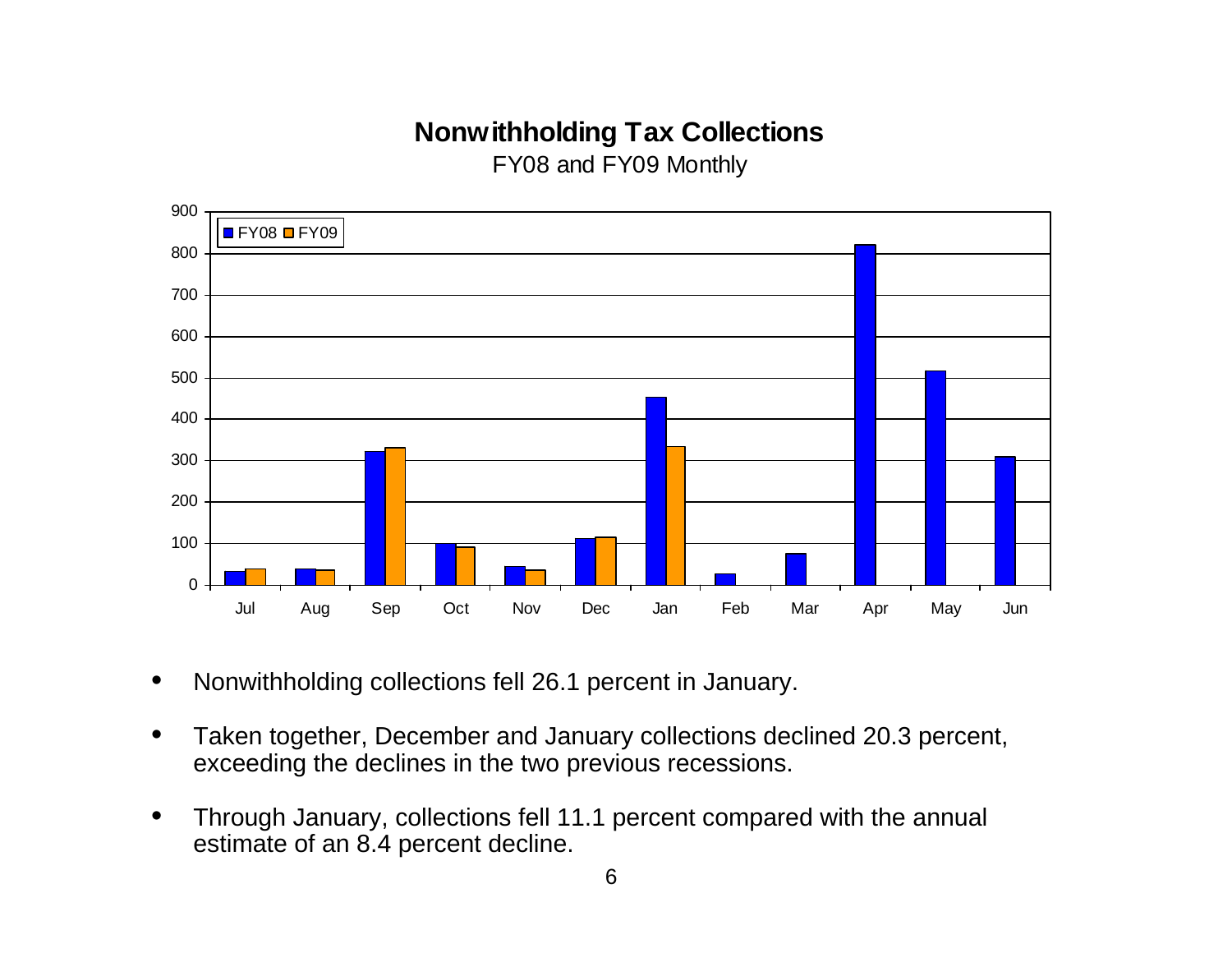## Nonwithholding Tax Collections

FY08 and FY09 Monthly

900
800
700
600
500
400
300
200
100
0

FY08 FY09

Jul Aug Sep Oct Nov Dec Jan Feb Mar Apr May Jun

- Nonwithholding collections fell 26.1 percent in January.
- Taken together, December and January collections declined 20.3 percent, exceeding the declines in the two previous recessions.
- Through January, collections fell 11.1 percent compared with the annual estimate of an 8.4 percent decline.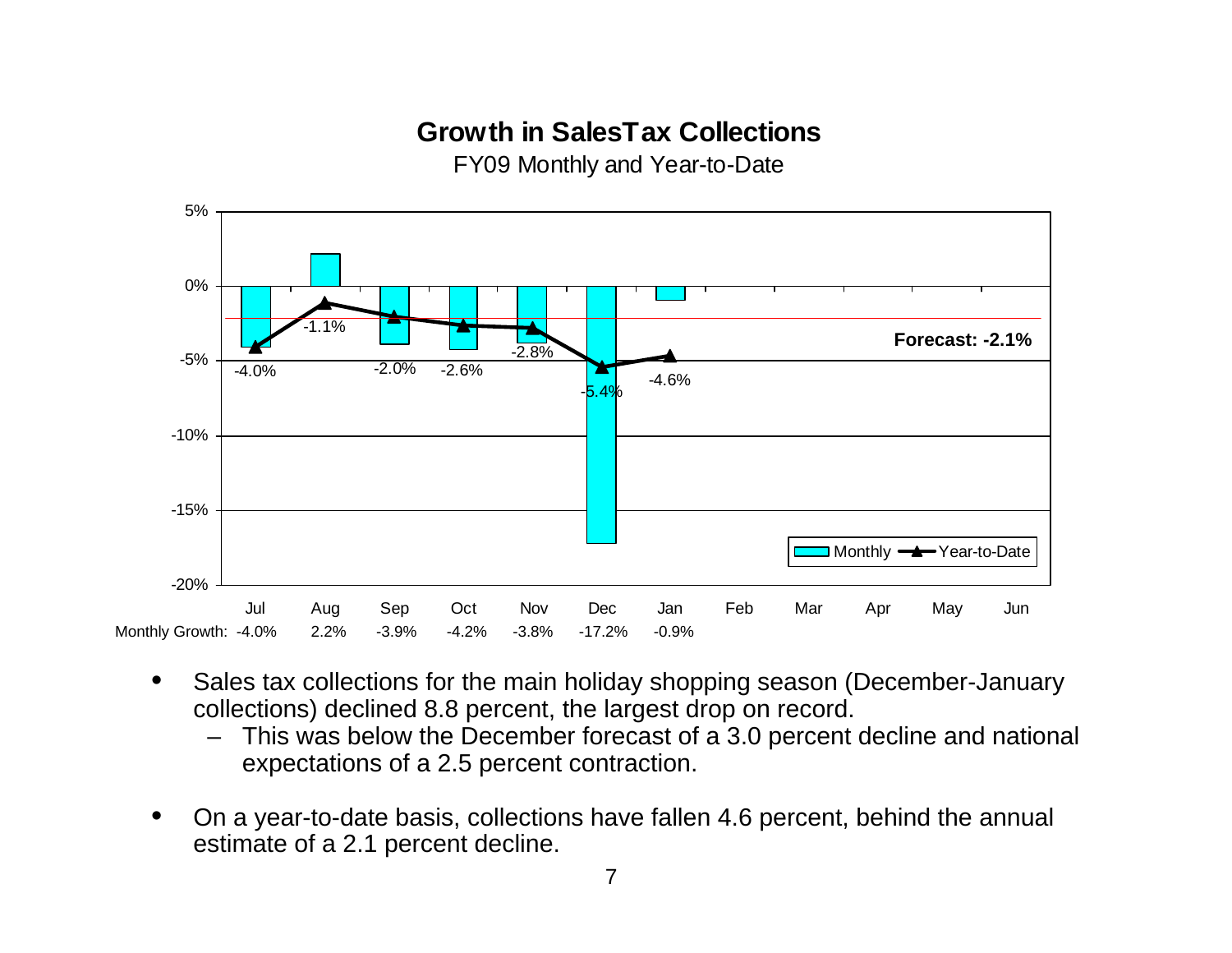## Growth in SalesTax Collections

FY09 Monthly and Year-to-Date

5%
0%
-5%
-10%
-15%
-20%

-4.0%
-1.1%
-2.0%
-2.6%
-2.8%
-5.4%
-4.6%

Forecast: -2.1%

Monthly
Year-to-Date

Jul Aug Sep Oct Nov Dec Jan Feb Mar Apr May Jun

Monthly Growth: -4.0% 2.2% -3.9% -4.2% -3.8% -17.2% -0.9%

- Sales tax collections for the main holiday shopping season (December-January collections) declined 8.8 percent, the largest drop on record.
  - This was below the December forecast of a 3.0 percent decline and national expectations of a 2.5 percent contraction.

- On a year-to-date basis, collections have fallen 4.6 percent, behind the annual estimate of a 2.1 percent decline.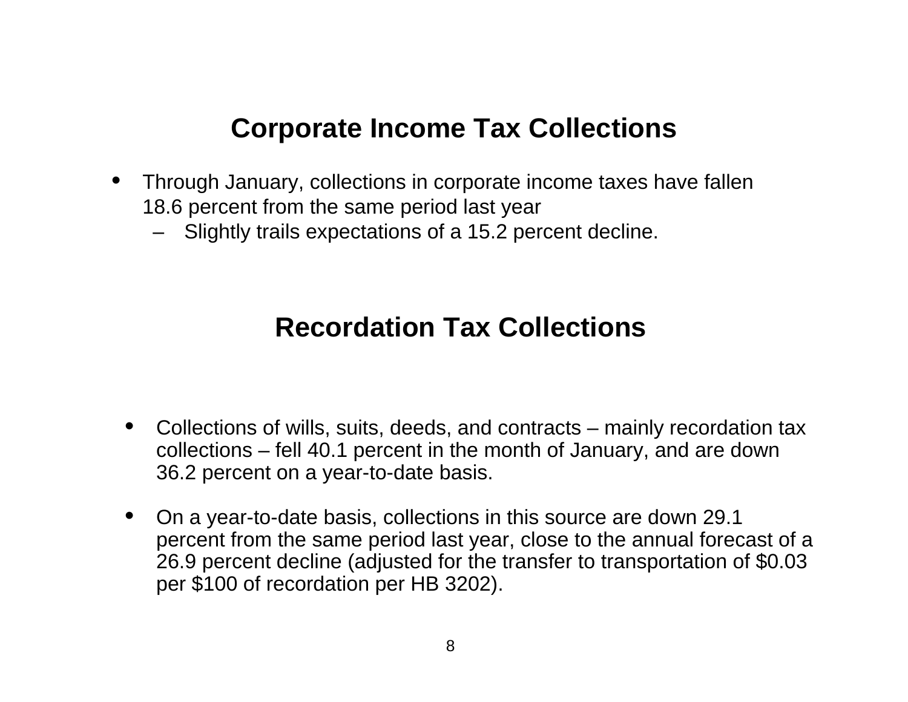## Corporate Income Tax Collections

- Through January, collections in corporate income taxes have fallen 18.6 percent from the same period last year
  - Slightly trails expectations of a 15.2 percent decline.

## Recordation Tax Collections

- Collections of wills, suits, deeds, and contracts – mainly recordation tax collections – fell 40.1 percent in the month of January, and are down 36.2 percent on a year-to-date basis.

- On a year-to-date basis, collections in this source are down 29.1 percent from the same period last year, close to the annual forecast of a 26.9 percent decline (adjusted for the transfer to transportation of $0.03 per $100 of recordation per HB 3202).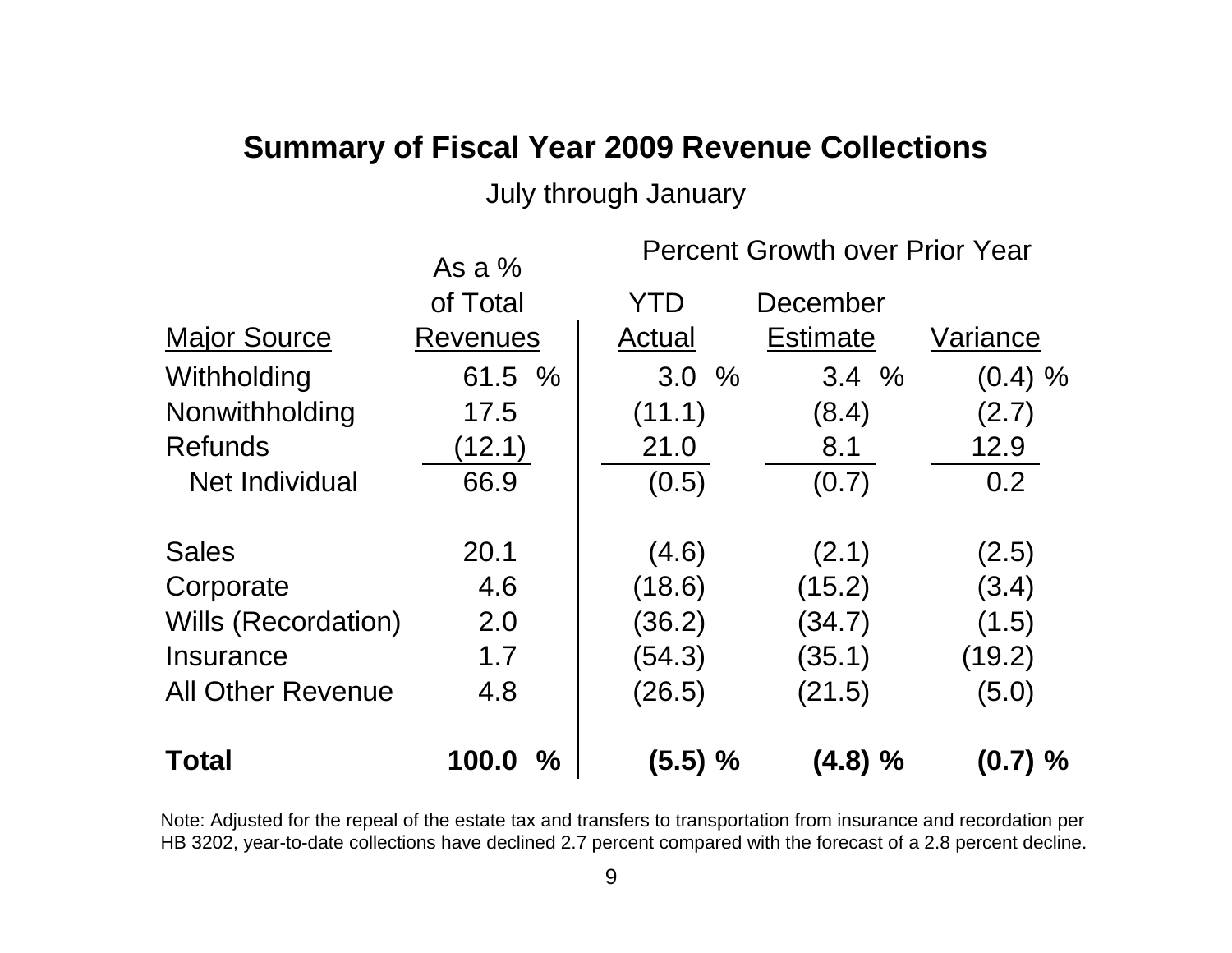## Summary of Fiscal Year 2009 Revenue Collections

July through January

| Major Source | As a % of Total Revenues | Percent Growth over Prior Year: YTD Actual | December Estimate | Variance |
|---|---|---|---|---|
| Withholding | 61.5 % | 3.0 % | 3.4 % | (0.4) % |
| Nonwithholding | 17.5 | (11.1) | (8.4) | (2.7) |
| Refunds | (12.1) | 21.0 | 8.1 | 12.9 |
| Net Individual | 66.9 | (0.5) | (0.7) | 0.2 |
| | | | | |
| Sales | 20.1 | (4.6) | (2.1) | (2.5) |
| Corporate | 4.6 | (18.6) | (15.2) | (3.4) |
| Wills (Recordation) | 2.0 | (36.2) | (34.7) | (1.5) |
| Insurance | 1.7 | (54.3) | (35.1) | (19.2) |
| All Other Revenue | 4.8 | (26.5) | (21.5) | (5.0) |
| | | | | |
| **Total** | **100.0 %** | **(5.5) %** | **(4.8) %** | **(0.7) %** |

Note: Adjusted for the repeal of the estate tax and transfers to transportation from insurance and recordation per HB 3202, year-to-date collections have declined 2.7 percent compared with the forecast of a 2.8 percent decline.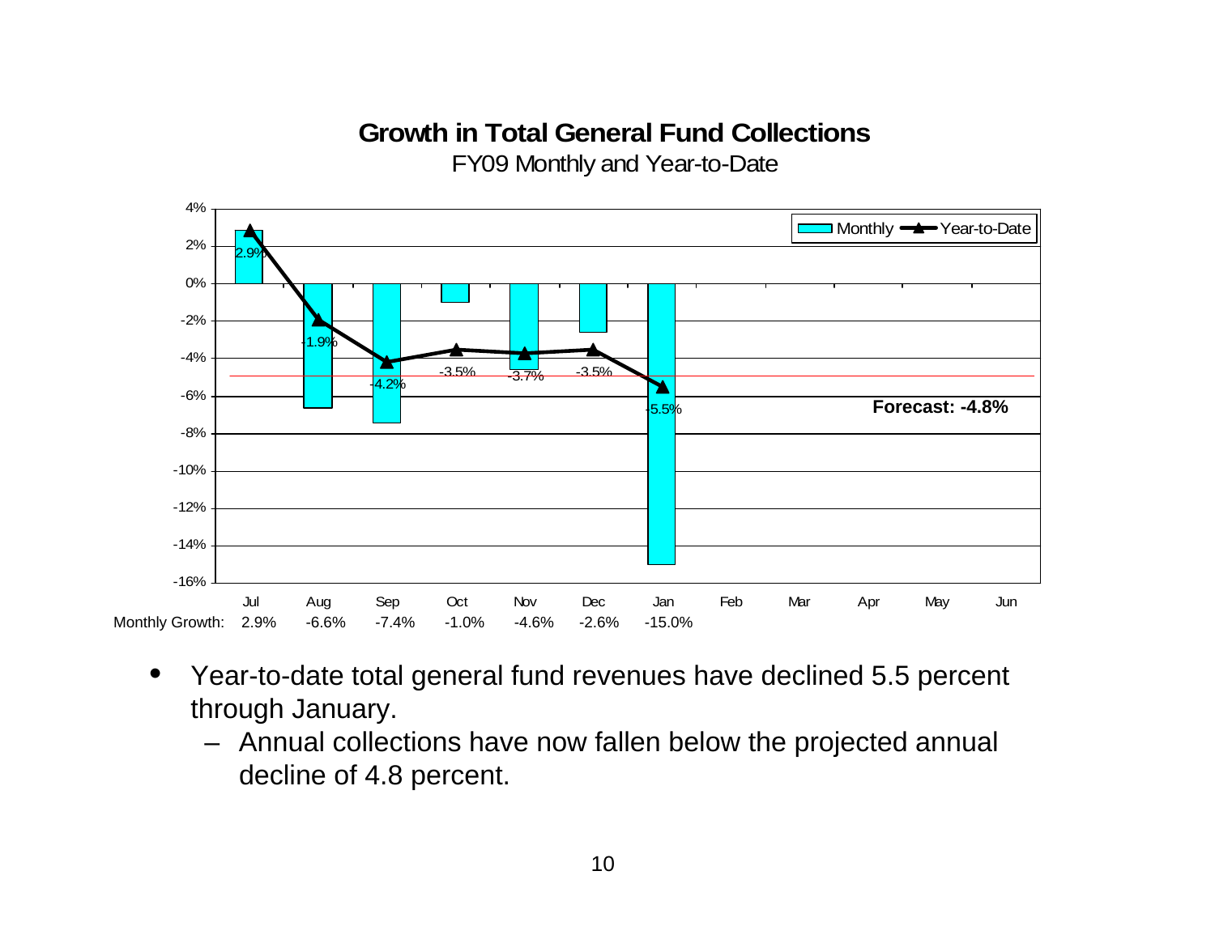## Growth in Total General Fund Collections

FY09 Monthly and Year-to-Date

Monthly — Year-to-Date

4%
2%
0%
-2%
-4%
-6%
-8%
-10%
-12%
-14%
-16%

2.9%
-1.9%
-4.2%
-3.5%
-3.7%
-3.5%
-5.5%

**Forecast: -4.8%**

Jul Aug Sep Oct Nov Dec Jan Feb Mar Apr May Jun

Monthly Growth: 2.9% -6.6% -7.4% -1.0% -4.6% -2.6% -15.0%

- Year-to-date total general fund revenues have declined 5.5 percent through January.
  - Annual collections have now fallen below the projected annual decline of 4.8 percent.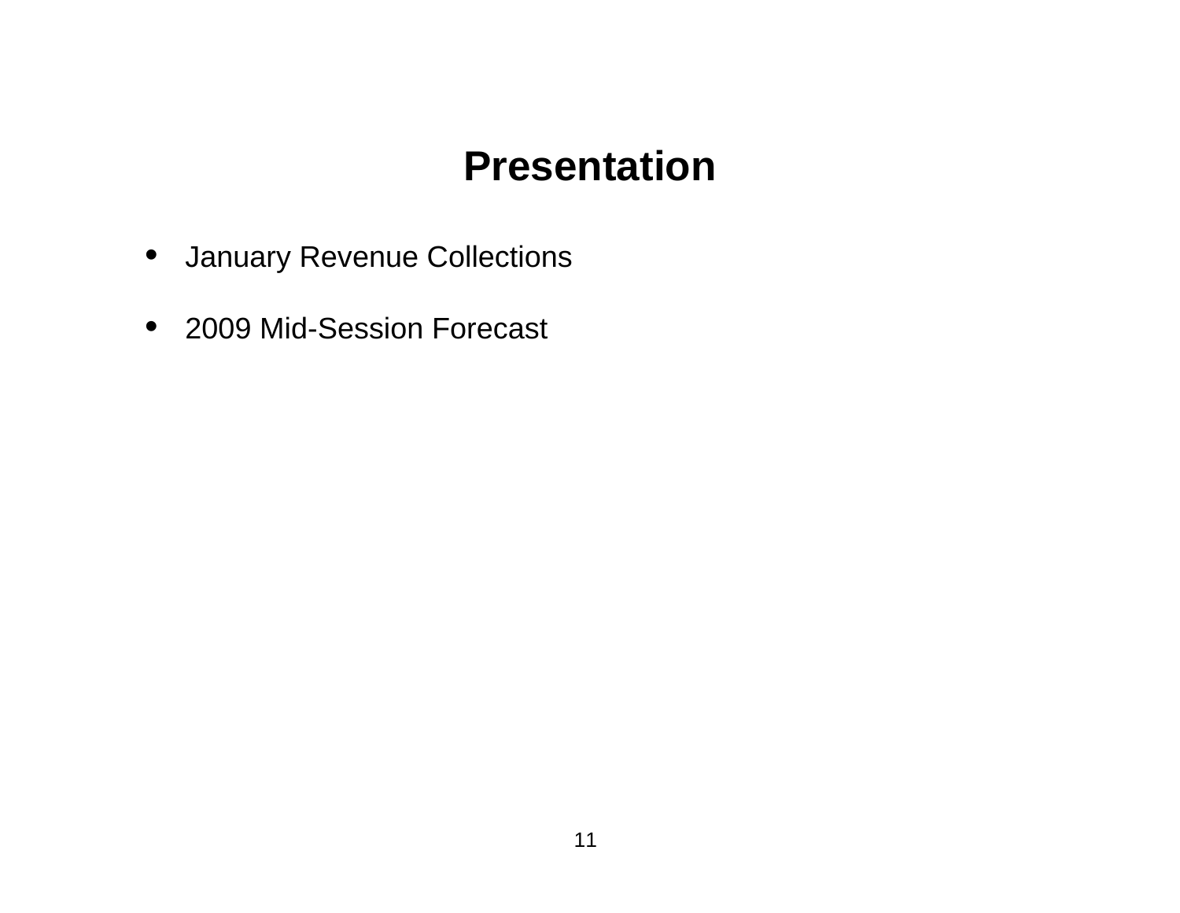# Presentation

- January Revenue Collections
- 2009 Mid-Session Forecast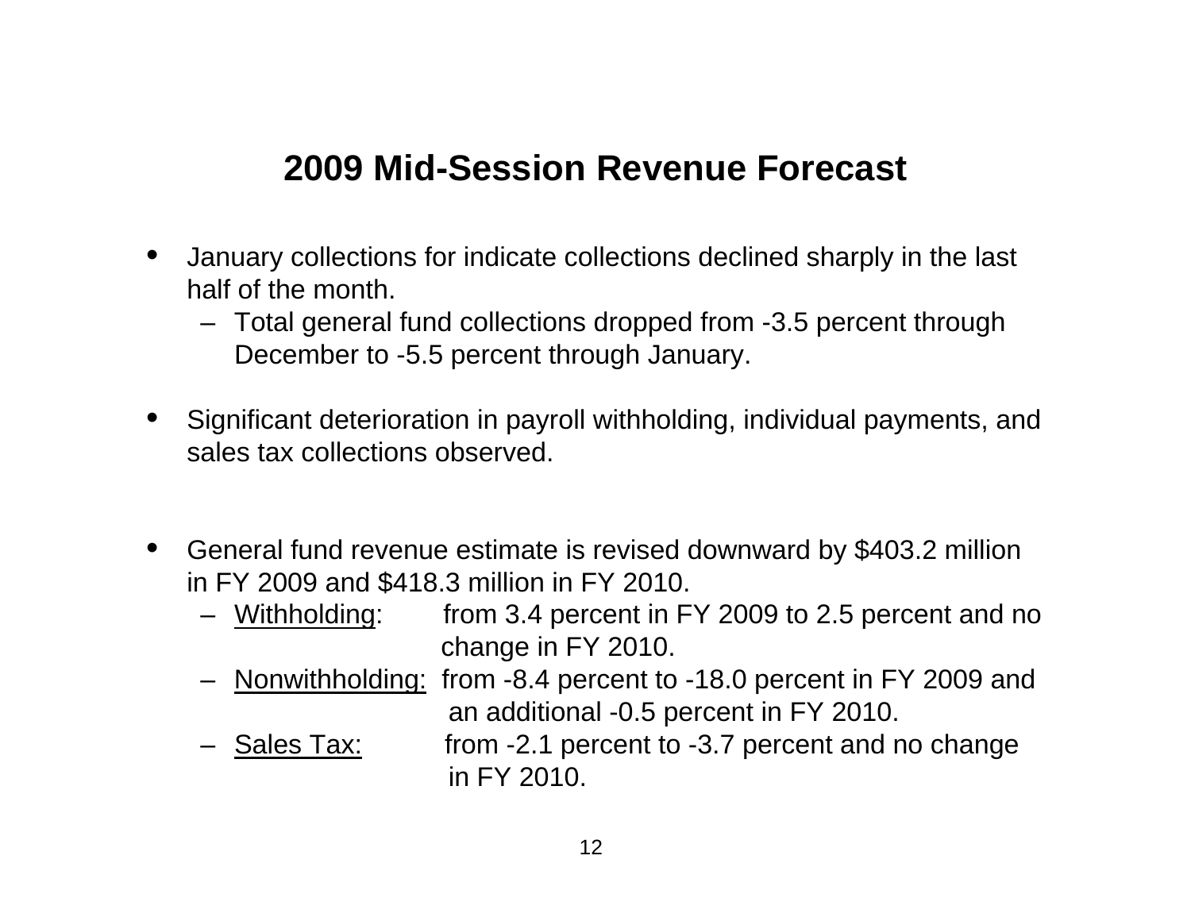# 2009 Mid-Session Revenue Forecast

- January collections for indicate collections declined sharply in the last half of the month.
  - Total general fund collections dropped from -3.5 percent through December to -5.5 percent through January.

- Significant deterioration in payroll withholding, individual payments, and sales tax collections observed.

- General fund revenue estimate is revised downward by $403.2 million in FY 2009 and $418.3 million in FY 2010.
  - <u>Withholding</u>: from 3.4 percent in FY 2009 to 2.5 percent and no change in FY 2010.
  - <u>Nonwithholding:</u> from -8.4 percent to -18.0 percent in FY 2009 and an additional -0.5 percent in FY 2010.
  - <u>Sales Tax:</u> from -2.1 percent to -3.7 percent and no change in FY 2010.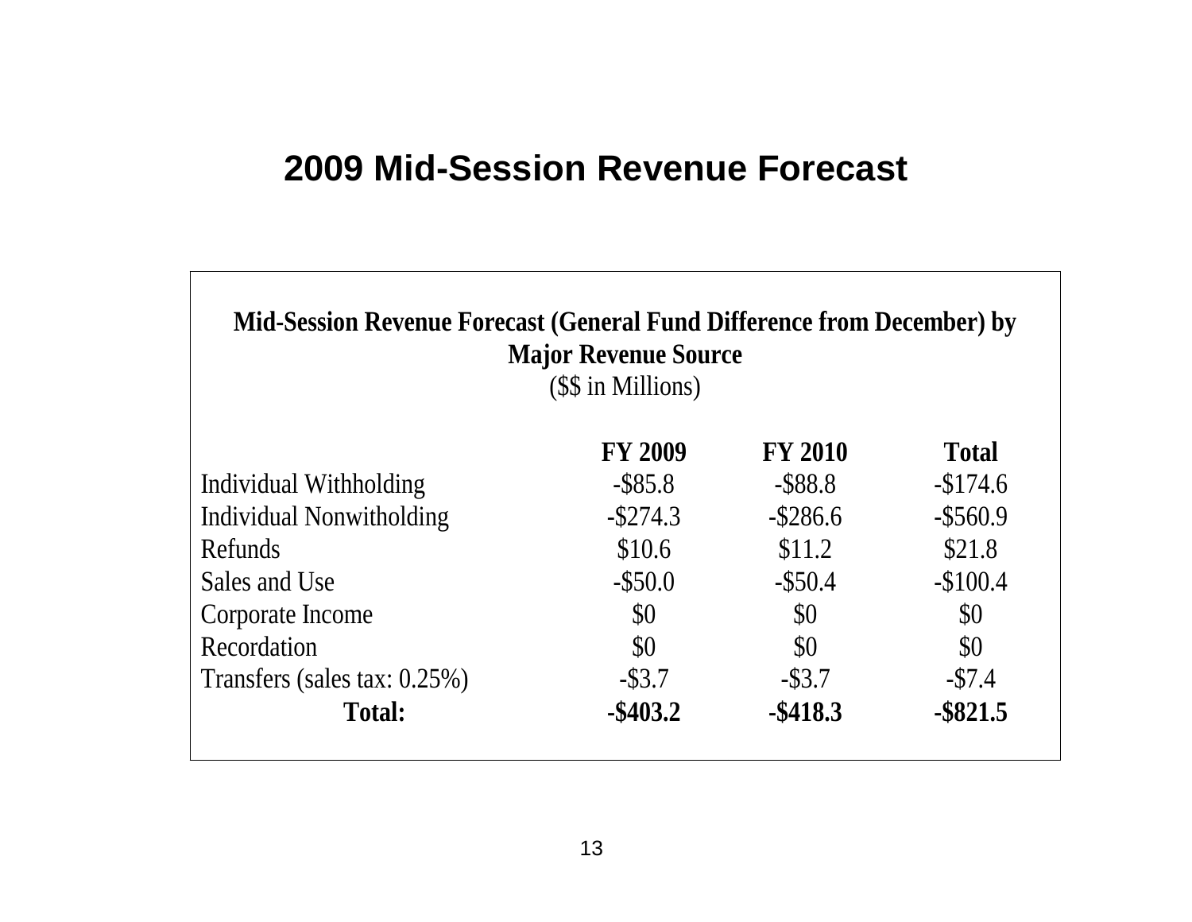# 2009 Mid-Session Revenue Forecast

**Mid-Session Revenue Forecast (General Fund Difference from December) by Major Revenue Source**
($$ in Millions)

| | FY 2009 | FY 2010 | Total |
|---|---|---|---|
| Individual Withholding | -$85.8 | -$88.8 | -$174.6 |
| Individual Nonwitholding | -$274.3 | -$286.6 | -$560.9 |
| Refunds | $10.6 | $11.2 | $21.8 |
| Sales and Use | -$50.0 | -$50.4 | -$100.4 |
| Corporate Income | $0 | $0 | $0 |
| Recordation | $0 | $0 | $0 |
| Transfers (sales tax: 0.25%) | -$3.7 | -$3.7 | -$7.4 |
| **Total:** | **-$403.2** | **-$418.3** | **-$821.5** |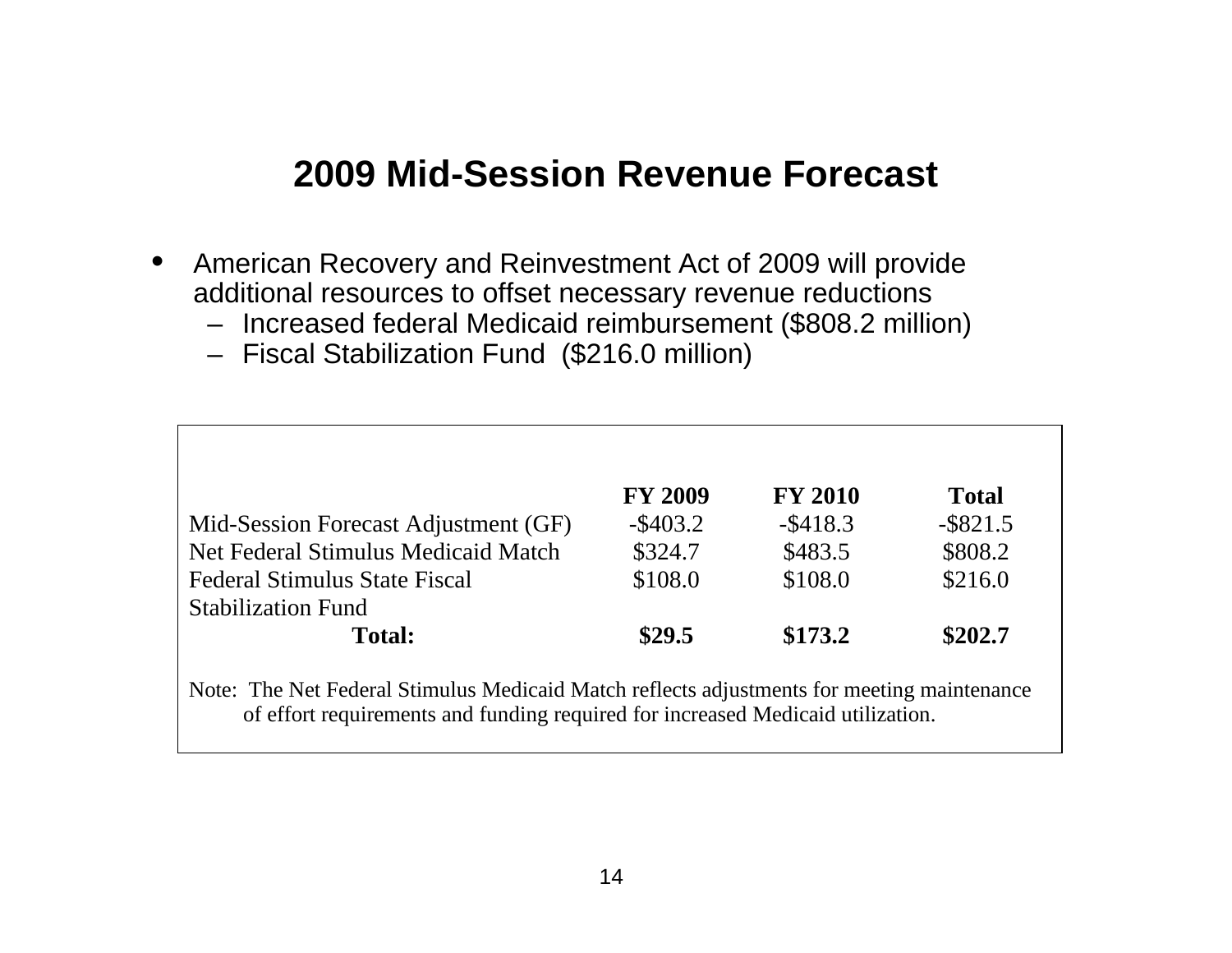# 2009 Mid-Session Revenue Forecast

- American Recovery and Reinvestment Act of 2009 will provide additional resources to offset necessary revenue reductions
  - Increased federal Medicaid reimbursement ($808.2 million)
  - Fiscal Stabilization Fund  ($216.0 million)

| | FY 2009 | FY 2010 | Total |
|---|---|---|---|
| Mid-Session Forecast Adjustment (GF) | -$403.2 | -$418.3 | -$821.5 |
| Net Federal Stimulus Medicaid Match | $324.7 | $483.5 | $808.2 |
| Federal Stimulus State Fiscal Stabilization Fund | $108.0 | $108.0 | $216.0 |
| **Total:** | **$29.5** | **$173.2** | **$202.7** |

Note:  The Net Federal Stimulus Medicaid Match reflects adjustments for meeting maintenance of effort requirements and funding required for increased Medicaid utilization.